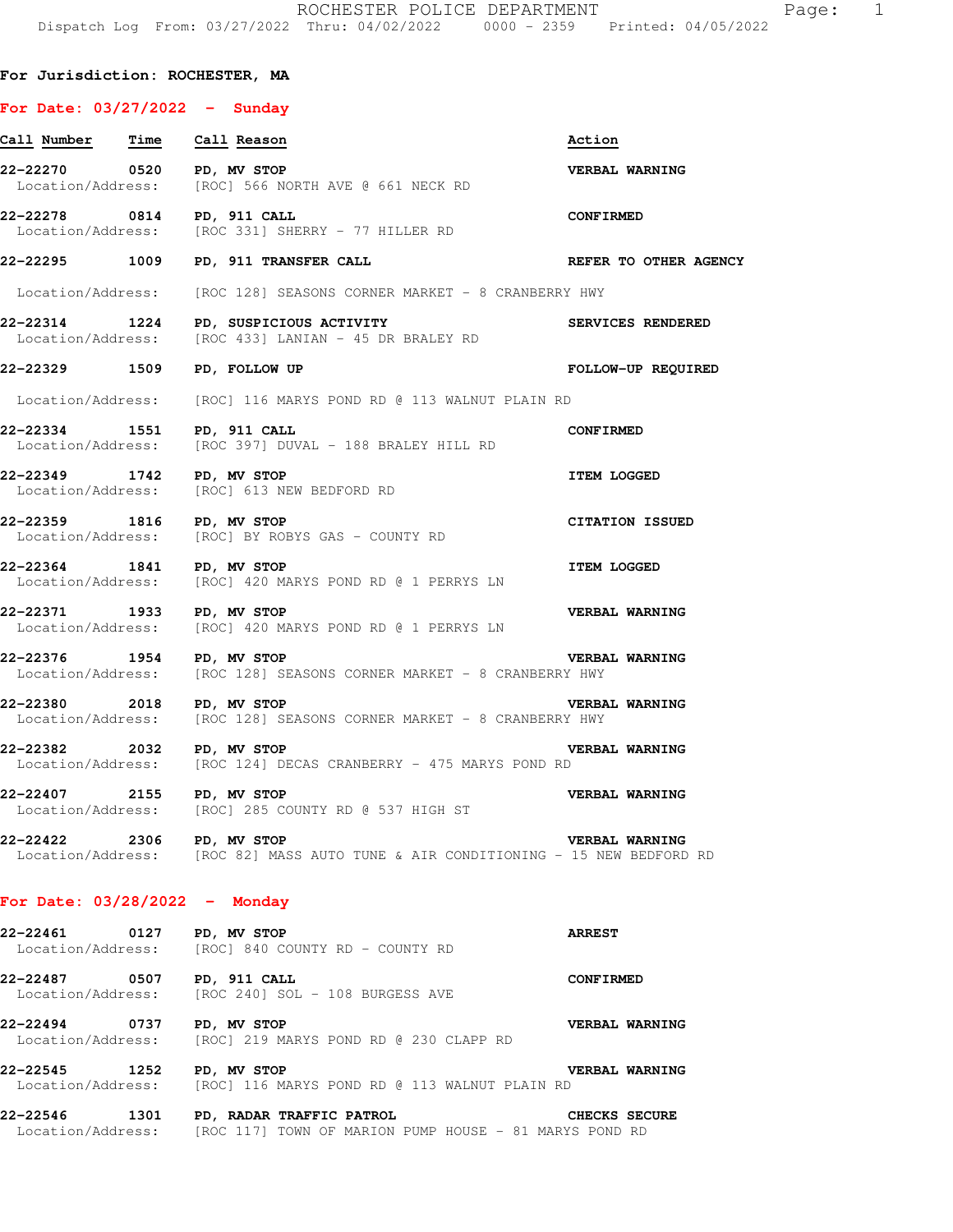ROCHESTER POLICE DEPARTMENT

Dispatch Log From: 03/27/2022 Thru: 04/02/2022 0000 - 2359 Printed: 04/05/2022

**For Jurisdiction: ROCHESTER, MA**

## For Date: 03/27/2022 - Sunday

| Call Number | Time | Call Reason | Action |
|---|---|---|---|
| 22-22270 | 0520 | PD, MV STOP | VERBAL WARNING |
| Location/Address: | | [ROC] 566 NORTH AVE @ 661 NECK RD | |
| 22-22278 | 0814 | PD, 911 CALL | CONFIRMED |
| Location/Address: | | [ROC 331] SHERRY - 77 HILLER RD | |
| 22-22295 | 1009 | PD, 911 TRANSFER CALL | REFER TO OTHER AGENCY |
| Location/Address: | | [ROC 128] SEASONS CORNER MARKET - 8 CRANBERRY HWY | |
| 22-22314 | 1224 | PD, SUSPICIOUS ACTIVITY | SERVICES RENDERED |
| Location/Address: | | [ROC 433] LANIAN - 45 DR BRALEY RD | |
| 22-22329 | 1509 | PD, FOLLOW UP | FOLLOW-UP REQUIRED |
| Location/Address: | | [ROC] 116 MARYS POND RD @ 113 WALNUT PLAIN RD | |
| 22-22334 | 1551 | PD, 911 CALL | CONFIRMED |
| Location/Address: | | [ROC 397] DUVAL - 188 BRALEY HILL RD | |
| 22-22349 | 1742 | PD, MV STOP | ITEM LOGGED |
| Location/Address: | | [ROC] 613 NEW BEDFORD RD | |
| 22-22359 | 1816 | PD, MV STOP | CITATION ISSUED |
| Location/Address: | | [ROC] BY ROBYS GAS - COUNTY RD | |
| 22-22364 | 1841 | PD, MV STOP | ITEM LOGGED |
| Location/Address: | | [ROC] 420 MARYS POND RD @ 1 PERRYS LN | |
| 22-22371 | 1933 | PD, MV STOP | VERBAL WARNING |
| Location/Address: | | [ROC] 420 MARYS POND RD @ 1 PERRYS LN | |
| 22-22376 | 1954 | PD, MV STOP | VERBAL WARNING |
| Location/Address: | | [ROC 128] SEASONS CORNER MARKET - 8 CRANBERRY HWY | |
| 22-22380 | 2018 | PD, MV STOP | VERBAL WARNING |
| Location/Address: | | [ROC 128] SEASONS CORNER MARKET - 8 CRANBERRY HWY | |
| 22-22382 | 2032 | PD, MV STOP | VERBAL WARNING |
| Location/Address: | | [ROC 124] DECAS CRANBERRY - 475 MARYS POND RD | |
| 22-22407 | 2155 | PD, MV STOP | VERBAL WARNING |
| Location/Address: | | [ROC] 285 COUNTY RD @ 537 HIGH ST | |
| 22-22422 | 2306 | PD, MV STOP | VERBAL WARNING |
| Location/Address: | | [ROC 82] MASS AUTO TUNE & AIR CONDITIONING - 15 NEW BEDFORD RD | |

## For Date: 03/28/2022 - Monday

| Call Number | Time | Call Reason | Action |
|---|---|---|---|
| 22-22461 | 0127 | PD, MV STOP | ARREST |
| Location/Address: | | [ROC] 840 COUNTY RD - COUNTY RD | |
| 22-22487 | 0507 | PD, 911 CALL | CONFIRMED |
| Location/Address: | | [ROC 240] SOL - 108 BURGESS AVE | |
| 22-22494 | 0737 | PD, MV STOP | VERBAL WARNING |
| Location/Address: | | [ROC] 219 MARYS POND RD @ 230 CLAPP RD | |
| 22-22545 | 1252 | PD, MV STOP | VERBAL WARNING |
| Location/Address: | | [ROC] 116 MARYS POND RD @ 113 WALNUT PLAIN RD | |
| 22-22546 | 1301 | PD, RADAR TRAFFIC PATROL | CHECKS SECURE |
| Location/Address: | | [ROC 117] TOWN OF MARION PUMP HOUSE - 81 MARYS POND RD | |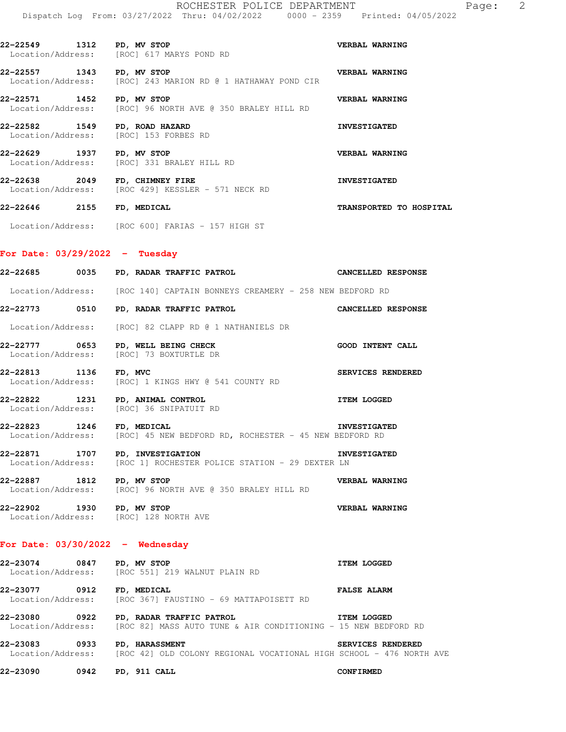22-22549 1312 PD, MV STOP VERBAL WARNING
Location/Address: [ROC] 617 MARYS POND RD

22-22557 1343 PD, MV STOP VERBAL WARNING
Location/Address: [ROC] 243 MARION RD @ 1 HATHAWAY POND CIR

22-22571 1452 PD, MV STOP VERBAL WARNING
Location/Address: [ROC] 96 NORTH AVE @ 350 BRALEY HILL RD

22-22582 1549 PD, ROAD HAZARD INVESTIGATED
Location/Address: [ROC] 153 FORBES RD

22-22629 1937 PD, MV STOP VERBAL WARNING
Location/Address: [ROC] 331 BRALEY HILL RD

22-22638 2049 FD, CHIMNEY FIRE INVESTIGATED
Location/Address: [ROC 429] KESSLER - 571 NECK RD

22-22646 2155 FD, MEDICAL TRANSPORTED TO HOSPITAL
Location/Address: [ROC 600] FARIAS - 157 HIGH ST

## For Date: 03/29/2022 - Tuesday

22-22685 0035 PD, RADAR TRAFFIC PATROL CANCELLED RESPONSE
Location/Address: [ROC 140] CAPTAIN BONNEYS CREAMERY - 258 NEW BEDFORD RD

22-22773 0510 PD, RADAR TRAFFIC PATROL CANCELLED RESPONSE
Location/Address: [ROC] 82 CLAPP RD @ 1 NATHANIELS DR

22-22777 0653 PD, WELL BEING CHECK GOOD INTENT CALL
Location/Address: [ROC] 73 BOXTURTLE DR

22-22813 1136 FD, MVC SERVICES RENDERED
Location/Address: [ROC] 1 KINGS HWY @ 541 COUNTY RD

22-22822 1231 PD, ANIMAL CONTROL ITEM LOGGED
Location/Address: [ROC] 36 SNIPATUIT RD

22-22823 1246 FD, MEDICAL INVESTIGATED
Location/Address: [ROC] 45 NEW BEDFORD RD, ROCHESTER - 45 NEW BEDFORD RD

22-22871 1707 PD, INVESTIGATION INVESTIGATED
Location/Address: [ROC 1] ROCHESTER POLICE STATION - 29 DEXTER LN

22-22887 1812 PD, MV STOP VERBAL WARNING
Location/Address: [ROC] 96 NORTH AVE @ 350 BRALEY HILL RD

22-22902 1930 PD, MV STOP VERBAL WARNING
Location/Address: [ROC] 128 NORTH AVE

## For Date: 03/30/2022 - Wednesday

22-23074 0847 PD, MV STOP ITEM LOGGED
Location/Address: [ROC 551] 219 WALNUT PLAIN RD

22-23077 0912 FD, MEDICAL FALSE ALARM
Location/Address: [ROC 367] FAUSTINO - 69 MATTAPOISETT RD

22-23080 0922 PD, RADAR TRAFFIC PATROL ITEM LOGGED
Location/Address: [ROC 82] MASS AUTO TUNE & AIR CONDITIONING - 15 NEW BEDFORD RD

22-23083 0933 PD, HARASSMENT SERVICES RENDERED
Location/Address: [ROC 42] OLD COLONY REGIONAL VOCATIONAL HIGH SCHOOL - 476 NORTH AVE

22-23090 0942 PD, 911 CALL CONFIRMED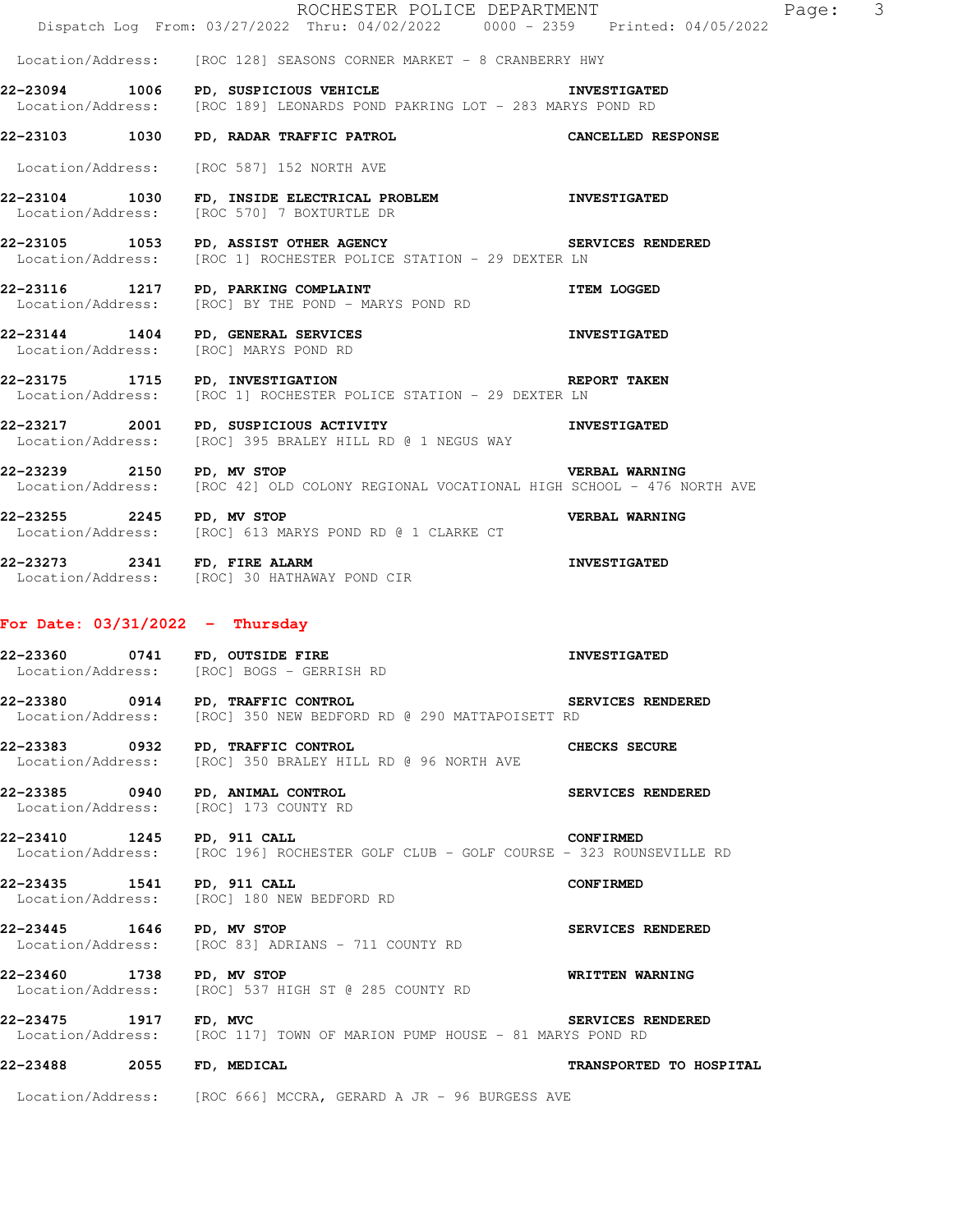Location/Address: [ROC 128] SEASONS CORNER MARKET - 8 CRANBERRY HWY

**22-23094 1006 PD, SUSPICIOUS VEHICLE INVESTIGATED**
Location/Address: [ROC 189] LEONARDS POND PAKRING LOT - 283 MARYS POND RD

**22-23103 1030 PD, RADAR TRAFFIC PATROL CANCELLED RESPONSE**
Location/Address: [ROC 587] 152 NORTH AVE

**22-23104 1030 FD, INSIDE ELECTRICAL PROBLEM INVESTIGATED**
Location/Address: [ROC 570] 7 BOXTURTLE DR

**22-23105 1053 PD, ASSIST OTHER AGENCY SERVICES RENDERED**
Location/Address: [ROC 1] ROCHESTER POLICE STATION - 29 DEXTER LN

**22-23116 1217 PD, PARKING COMPLAINT ITEM LOGGED**
Location/Address: [ROC] BY THE POND - MARYS POND RD

**22-23144 1404 PD, GENERAL SERVICES INVESTIGATED**
Location/Address: [ROC] MARYS POND RD

**22-23175 1715 PD, INVESTIGATION REPORT TAKEN**
Location/Address: [ROC 1] ROCHESTER POLICE STATION - 29 DEXTER LN

**22-23217 2001 PD, SUSPICIOUS ACTIVITY INVESTIGATED**
Location/Address: [ROC] 395 BRALEY HILL RD @ 1 NEGUS WAY

**22-23239 2150 PD, MV STOP VERBAL WARNING**
Location/Address: [ROC 42] OLD COLONY REGIONAL VOCATIONAL HIGH SCHOOL - 476 NORTH AVE

**22-23255 2245 PD, MV STOP VERBAL WARNING**
Location/Address: [ROC] 613 MARYS POND RD @ 1 CLARKE CT

**22-23273 2341 FD, FIRE ALARM INVESTIGATED**
Location/Address: [ROC] 30 HATHAWAY POND CIR

## For Date: 03/31/2022 - Thursday

**22-23360 0741 FD, OUTSIDE FIRE INVESTIGATED**
Location/Address: [ROC] BOGS - GERRISH RD

**22-23380 0914 PD, TRAFFIC CONTROL SERVICES RENDERED**
Location/Address: [ROC] 350 NEW BEDFORD RD @ 290 MATTAPOISETT RD

**22-23383 0932 PD, TRAFFIC CONTROL CHECKS SECURE**
Location/Address: [ROC] 350 BRALEY HILL RD @ 96 NORTH AVE

**22-23385 0940 PD, ANIMAL CONTROL SERVICES RENDERED**
Location/Address: [ROC] 173 COUNTY RD

**22-23410 1245 PD, 911 CALL CONFIRMED**
Location/Address: [ROC 196] ROCHESTER GOLF CLUB - GOLF COURSE - 323 ROUNSEVILLE RD

**22-23435 1541 PD, 911 CALL CONFIRMED**
Location/Address: [ROC] 180 NEW BEDFORD RD

**22-23445 1646 PD, MV STOP SERVICES RENDERED**
Location/Address: [ROC 83] ADRIANS - 711 COUNTY RD

**22-23460 1738 PD, MV STOP WRITTEN WARNING**
Location/Address: [ROC] 537 HIGH ST @ 285 COUNTY RD

**22-23475 1917 FD, MVC SERVICES RENDERED**
Location/Address: [ROC 117] TOWN OF MARION PUMP HOUSE - 81 MARYS POND RD

**22-23488 2055 FD, MEDICAL TRANSPORTED TO HOSPITAL**
Location/Address: [ROC 666] MCCRA, GERARD A JR - 96 BURGESS AVE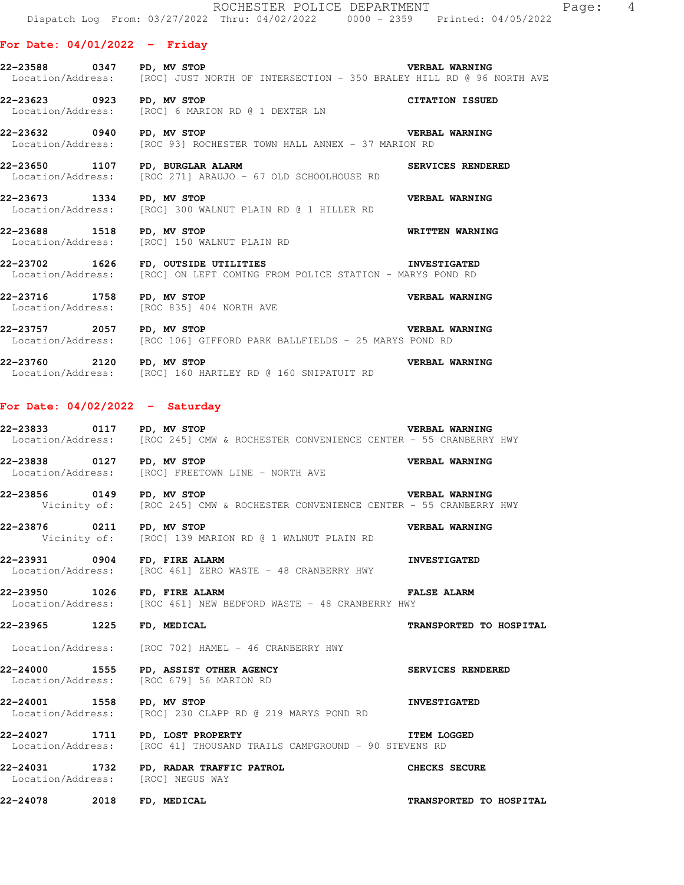## For Date: 04/01/2022 - Friday

**22-23588 0347 PD, MV STOP** — VERBAL WARNING
Location/Address: [ROC] JUST NORTH OF INTERSECTION - 350 BRALEY HILL RD @ 96 NORTH AVE

**22-23623 0923 PD, MV STOP** — CITATION ISSUED
Location/Address: [ROC] 6 MARION RD @ 1 DEXTER LN

**22-23632 0940 PD, MV STOP** — VERBAL WARNING
Location/Address: [ROC 93] ROCHESTER TOWN HALL ANNEX - 37 MARION RD

**22-23650 1107 PD, BURGLAR ALARM** — SERVICES RENDERED
Location/Address: [ROC 271] ARAUJO - 67 OLD SCHOOLHOUSE RD

**22-23673 1334 PD, MV STOP** — VERBAL WARNING
Location/Address: [ROC] 300 WALNUT PLAIN RD @ 1 HILLER RD

**22-23688 1518 PD, MV STOP** — WRITTEN WARNING
Location/Address: [ROC] 150 WALNUT PLAIN RD

**22-23702 1626 FD, OUTSIDE UTILITIES** — INVESTIGATED
Location/Address: [ROC] ON LEFT COMING FROM POLICE STATION - MARYS POND RD

**22-23716 1758 PD, MV STOP** — VERBAL WARNING
Location/Address: [ROC 835] 404 NORTH AVE

**22-23757 2057 PD, MV STOP** — VERBAL WARNING
Location/Address: [ROC 106] GIFFORD PARK BALLFIELDS - 25 MARYS POND RD

**22-23760 2120 PD, MV STOP** — VERBAL WARNING
Location/Address: [ROC] 160 HARTLEY RD @ 160 SNIPATUIT RD

## For Date: 04/02/2022 - Saturday

**22-23833 0117 PD, MV STOP** — VERBAL WARNING
Location/Address: [ROC 245] CMW & ROCHESTER CONVENIENCE CENTER - 55 CRANBERRY HWY

**22-23838 0127 PD, MV STOP** — VERBAL WARNING
Location/Address: [ROC] FREETOWN LINE - NORTH AVE

**22-23856 0149 PD, MV STOP** — VERBAL WARNING
Vicinity of: [ROC 245] CMW & ROCHESTER CONVENIENCE CENTER - 55 CRANBERRY HWY

**22-23876 0211 PD, MV STOP** — VERBAL WARNING
Vicinity of: [ROC] 139 MARION RD @ 1 WALNUT PLAIN RD

**22-23931 0904 FD, FIRE ALARM** — INVESTIGATED
Location/Address: [ROC 461] ZERO WASTE - 48 CRANBERRY HWY

**22-23950 1026 FD, FIRE ALARM** — FALSE ALARM
Location/Address: [ROC 461] NEW BEDFORD WASTE - 48 CRANBERRY HWY

**22-23965 1225 FD, MEDICAL** — TRANSPORTED TO HOSPITAL
Location/Address: [ROC 702] HAMEL - 46 CRANBERRY HWY

**22-24000 1555 PD, ASSIST OTHER AGENCY** — SERVICES RENDERED
Location/Address: [ROC 679] 56 MARION RD

**22-24001 1558 PD, MV STOP** — INVESTIGATED
Location/Address: [ROC] 230 CLAPP RD @ 219 MARYS POND RD

**22-24027 1711 PD, LOST PROPERTY** — ITEM LOGGED
Location/Address: [ROC 41] THOUSAND TRAILS CAMPGROUND - 90 STEVENS RD

**22-24031 1732 PD, RADAR TRAFFIC PATROL** — CHECKS SECURE
Location/Address: [ROC] NEGUS WAY

**22-24078 2018 FD, MEDICAL** — TRANSPORTED TO HOSPITAL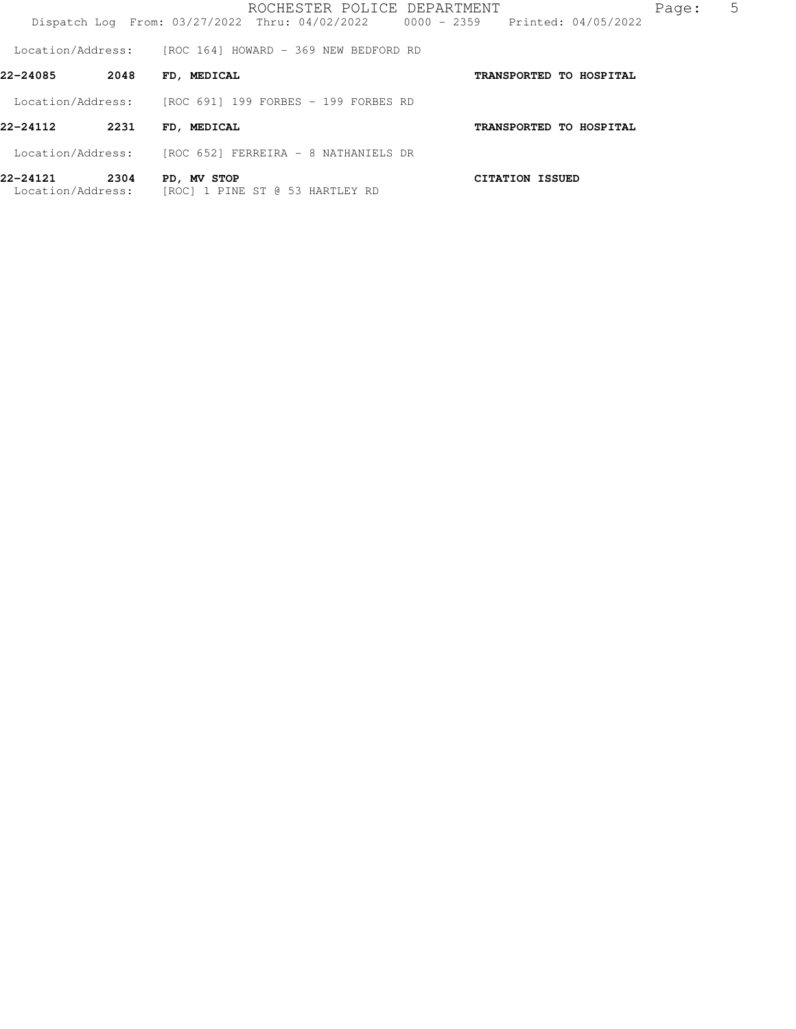Location/Address: [ROC 164] HOWARD - 369 NEW BEDFORD RD

**22-24085 2048 FD, MEDICAL** **TRANSPORTED TO HOSPITAL**

Location/Address: [ROC 691] 199 FORBES - 199 FORBES RD

**22-24112 2231 FD, MEDICAL** **TRANSPORTED TO HOSPITAL**

Location/Address: [ROC 652] FERREIRA - 8 NATHANIELS DR

**22-24121 2304 PD, MV STOP** **CITATION ISSUED**

Location/Address: [ROC] 1 PINE ST @ 53 HARTLEY RD